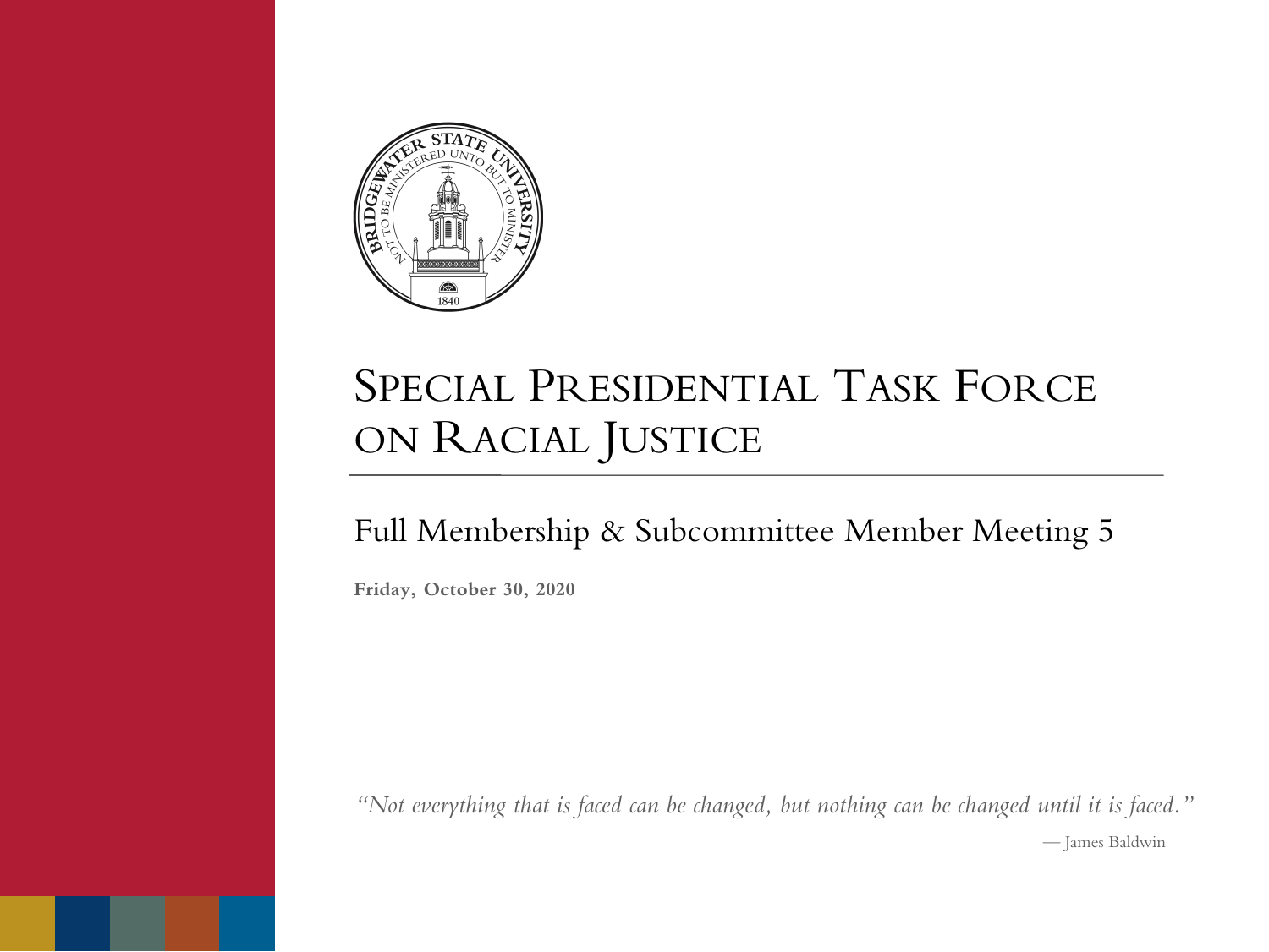# Special Presidential Task Force on Racial Justice

## Full Membership & Subcommittee Member Meeting 5

**Friday, October 30, 2020**

*"Not everything that is faced can be changed, but nothing can be changed until it is faced."*

— James Baldwin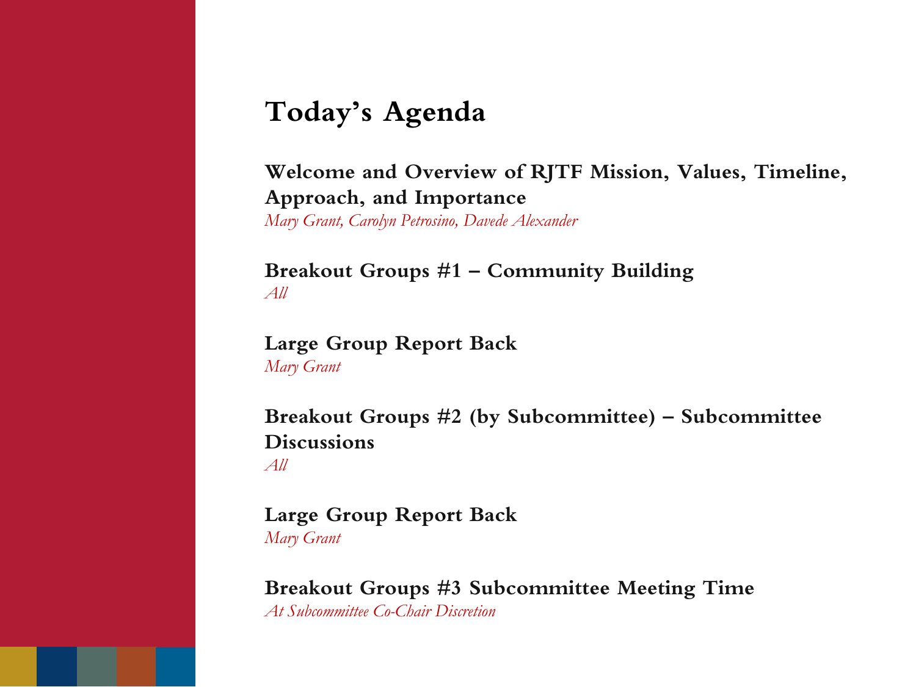# Today's Agenda

**Welcome and Overview of RJTF Mission, Values, Timeline, Approach, and Importance**
*Mary Grant, Carolyn Petrosino, Davede Alexander*

**Breakout Groups #1 – Community Building**
*All*

**Large Group Report Back**
*Mary Grant*

**Breakout Groups #2 (by Subcommittee) – Subcommittee Discussions**
*All*

**Large Group Report Back**
*Mary Grant*

**Breakout Groups #3 Subcommittee Meeting Time**
*At Subcommittee Co-Chair Discretion*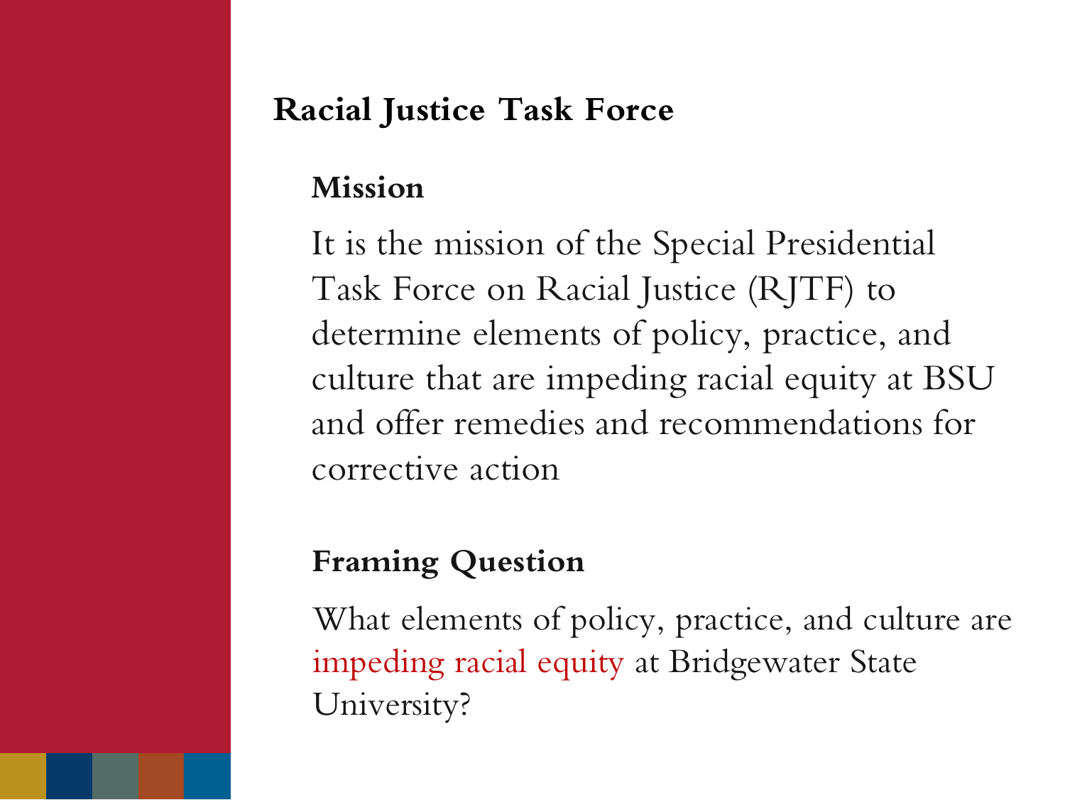# Racial Justice Task Force

## Mission

It is the mission of the Special Presidential Task Force on Racial Justice (RJTF) to determine elements of policy, practice, and culture that are impeding racial equity at BSU and offer remedies and recommendations for corrective action

## Framing Question

What elements of policy, practice, and culture are impeding racial equity at Bridgewater State University?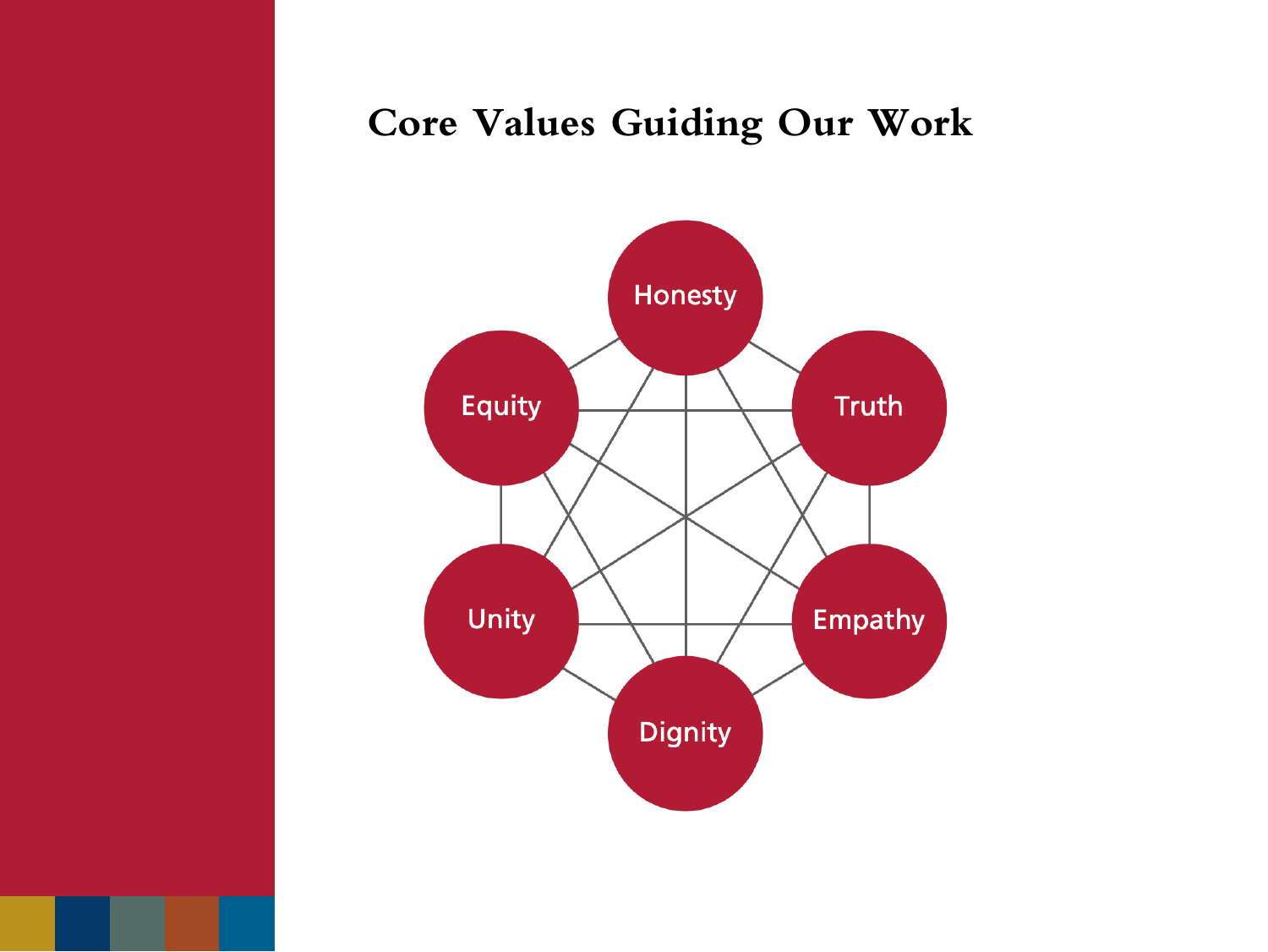# Core Values Guiding Our Work

- Honesty
- Truth
- Empathy
- Dignity
- Unity
- Equity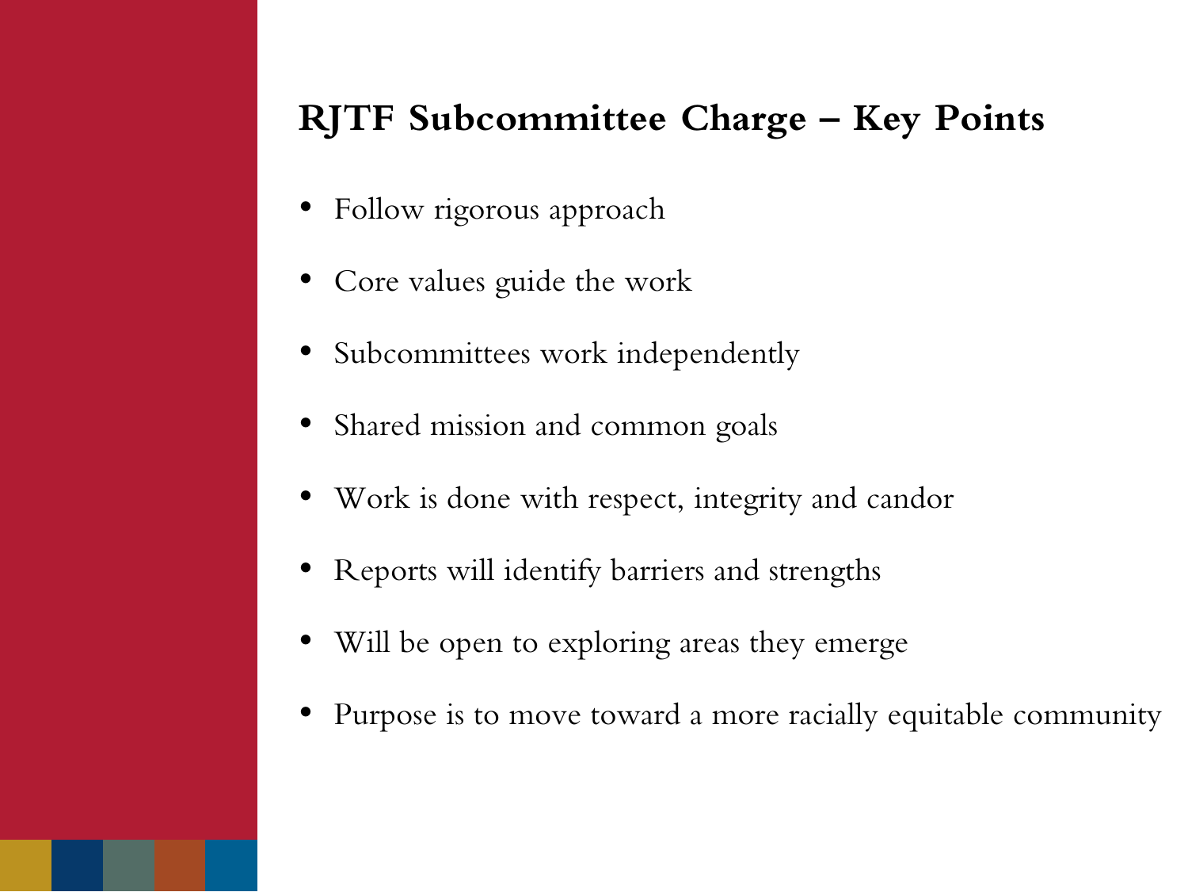## RJTF Subcommittee Charge – Key Points

- Follow rigorous approach
- Core values guide the work
- Subcommittees work independently
- Shared mission and common goals
- Work is done with respect, integrity and candor
- Reports will identify barriers and strengths
- Will be open to exploring areas they emerge
- Purpose is to move toward a more racially equitable community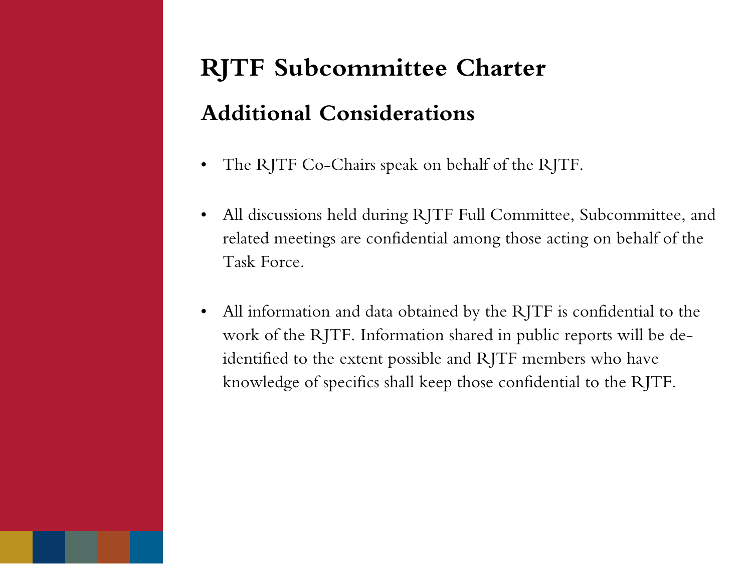# RJTF Subcommittee Charter

## Additional Considerations

- The RJTF Co-Chairs speak on behalf of the RJTF.
- All discussions held during RJTF Full Committee, Subcommittee, and related meetings are confidential among those acting on behalf of the Task Force.
- All information and data obtained by the RJTF is confidential to the work of the RJTF. Information shared in public reports will be de-identified to the extent possible and RJTF members who have knowledge of specifics shall keep those confidential to the RJTF.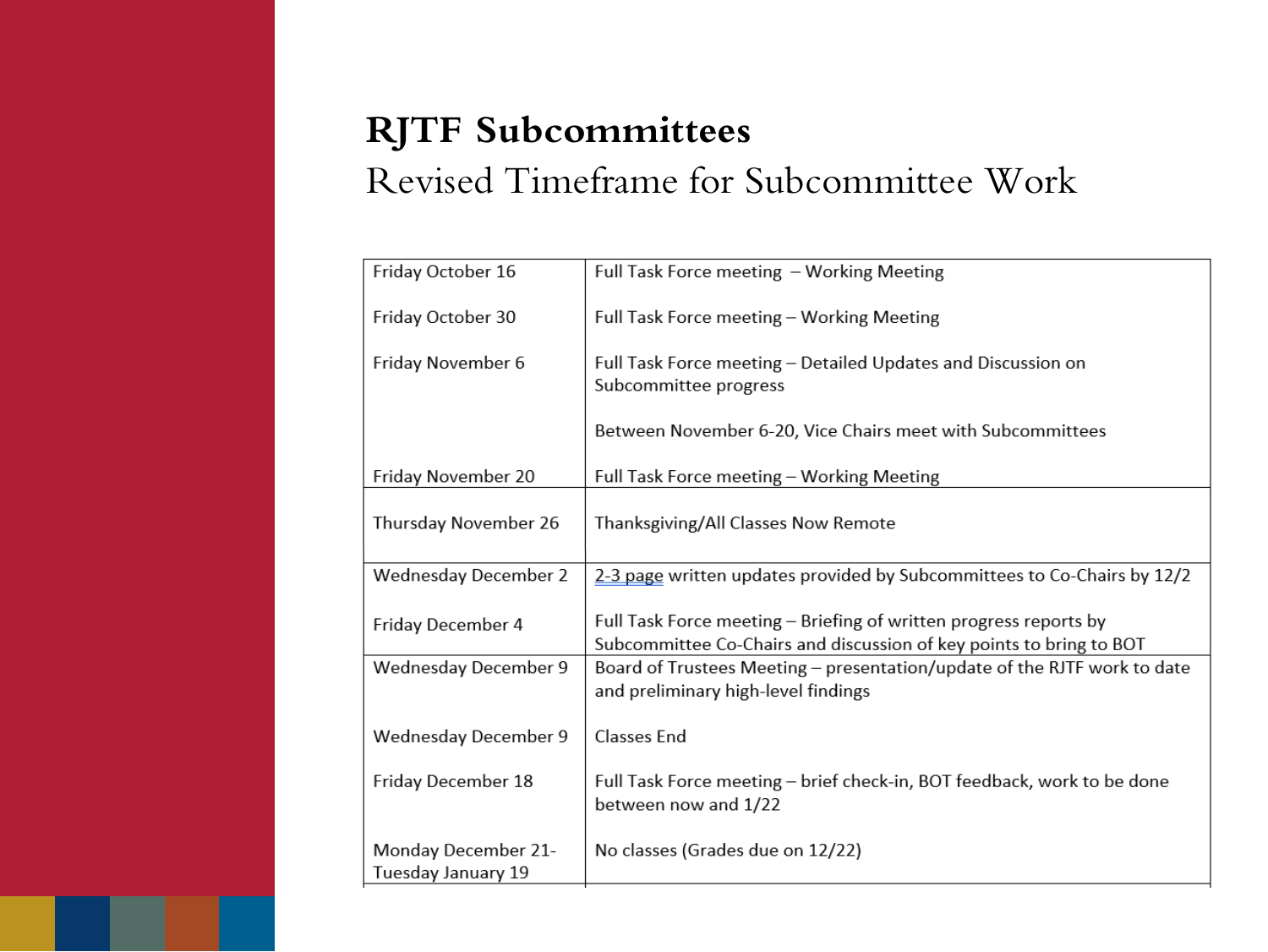# RJTF Subcommittees

## Revised Timeframe for Subcommittee Work

| | |
|---|---|
| Friday October 16 | Full Task Force meeting – Working Meeting |
| Friday October 30 | Full Task Force meeting – Working Meeting |
| Friday November 6 | Full Task Force meeting – Detailed Updates and Discussion on Subcommittee progress |
| | Between November 6-20, Vice Chairs meet with Subcommittees |
| Friday November 20 | Full Task Force meeting – Working Meeting |
| Thursday November 26 | Thanksgiving/All Classes Now Remote |
| Wednesday December 2 | 2-3 page written updates provided by Subcommittees to Co-Chairs by 12/2 |
| Friday December 4 | Full Task Force meeting – Briefing of written progress reports by Subcommittee Co-Chairs and discussion of key points to bring to BOT |
| Wednesday December 9 | Board of Trustees Meeting – presentation/update of the RJTF work to date and preliminary high-level findings |
| Wednesday December 9 | Classes End |
| Friday December 18 | Full Task Force meeting – brief check-in, BOT feedback, work to be done between now and 1/22 |
| Monday December 21-Tuesday January 19 | No classes (Grades due on 12/22) |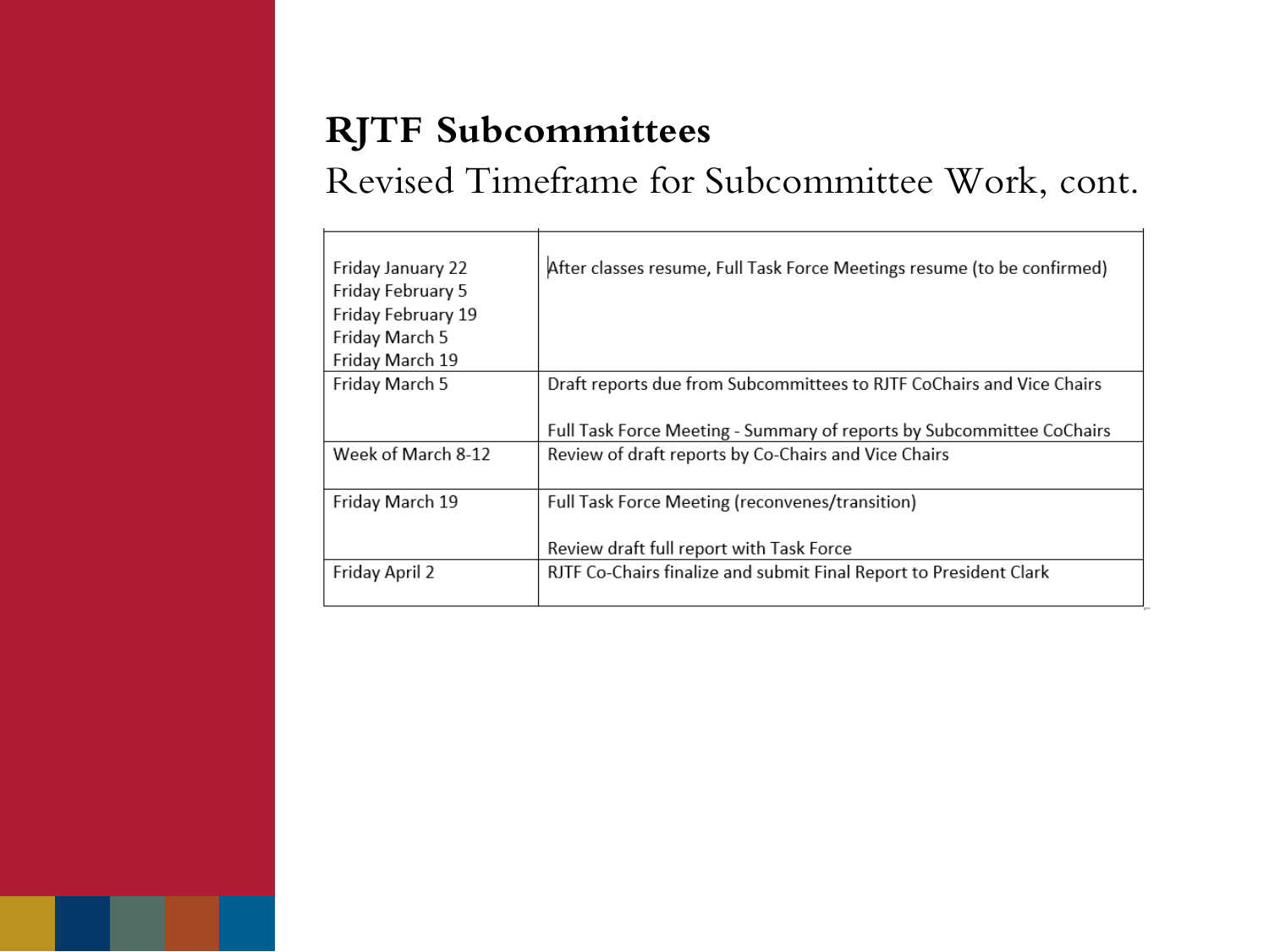# RJTF Subcommittees

## Revised Timeframe for Subcommittee Work, cont.

| | |
|---|---|
| Friday January 22<br>Friday February 5<br>Friday February 19<br>Friday March 5<br>Friday March 19 | After classes resume, Full Task Force Meetings resume (to be confirmed) |
| Friday March 5 | Draft reports due from Subcommittees to RJTF CoChairs and Vice Chairs<br><br>Full Task Force Meeting - Summary of reports by Subcommittee CoChairs |
| Week of March 8-12 | Review of draft reports by Co-Chairs and Vice Chairs |
| Friday March 19 | Full Task Force Meeting (reconvenes/transition)<br><br>Review draft full report with Task Force |
| Friday April 2 | RJTF Co-Chairs finalize and submit Final Report to President Clark |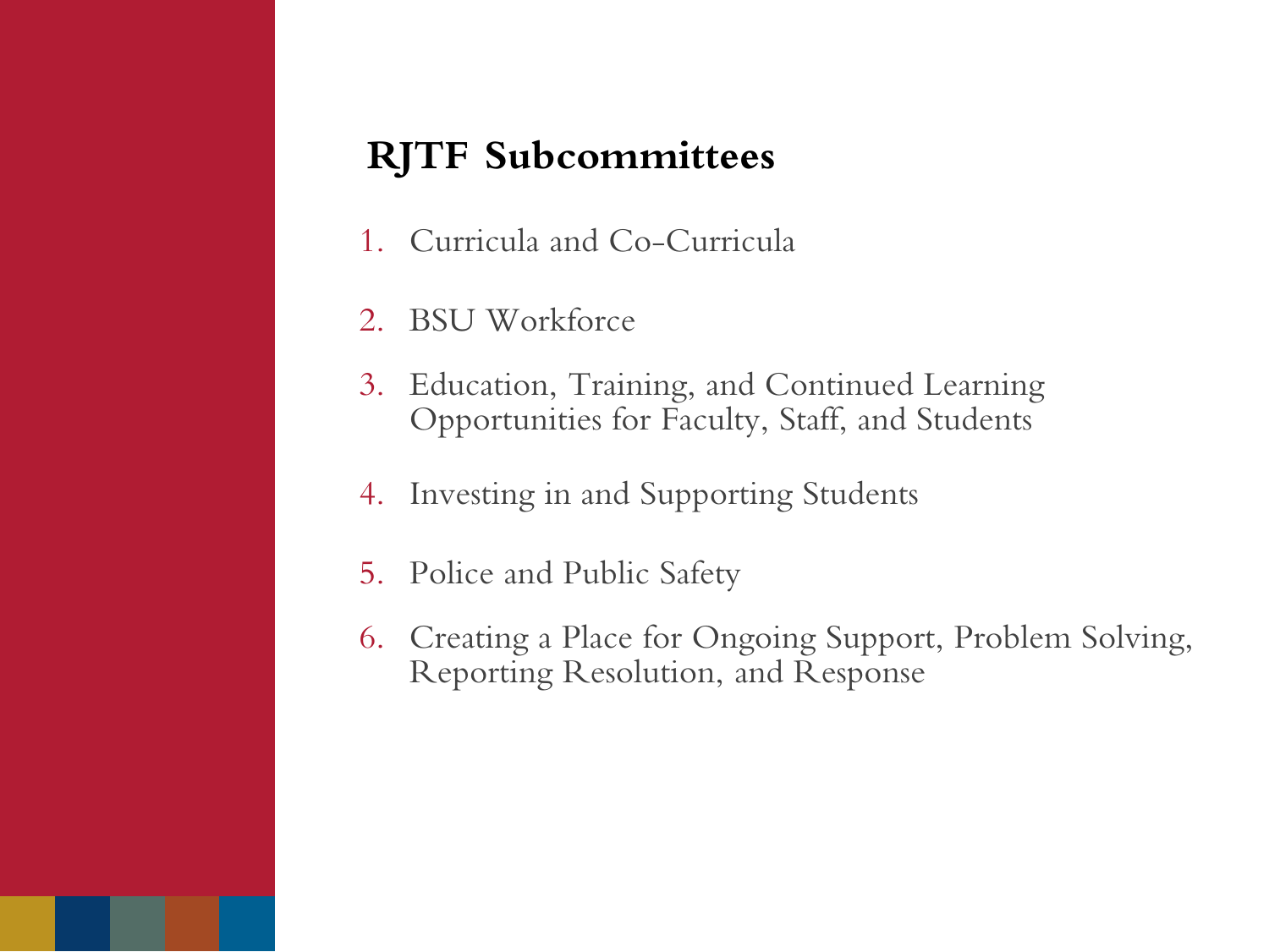## RJTF Subcommittees

1. Curricula and Co-Curricula
2. BSU Workforce
3. Education, Training, and Continued Learning Opportunities for Faculty, Staff, and Students
4. Investing in and Supporting Students
5. Police and Public Safety
6. Creating a Place for Ongoing Support, Problem Solving, Reporting Resolution, and Response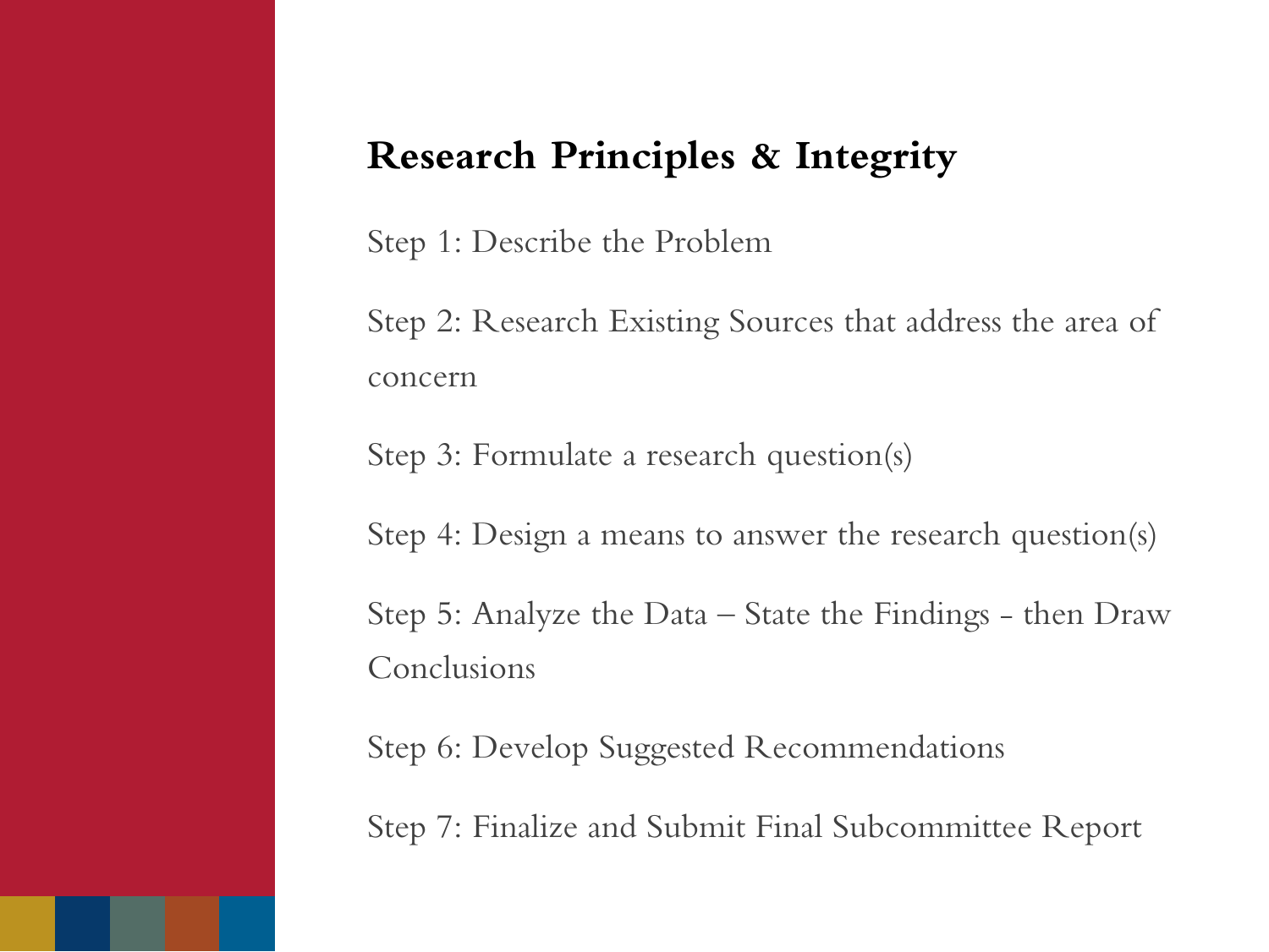## Research Principles & Integrity

Step 1: Describe the Problem

Step 2: Research Existing Sources that address the area of concern

Step 3: Formulate a research question(s)

Step 4: Design a means to answer the research question(s)

Step 5: Analyze the Data – State the Findings - then Draw Conclusions

Step 6: Develop Suggested Recommendations

Step 7: Finalize and Submit Final Subcommittee Report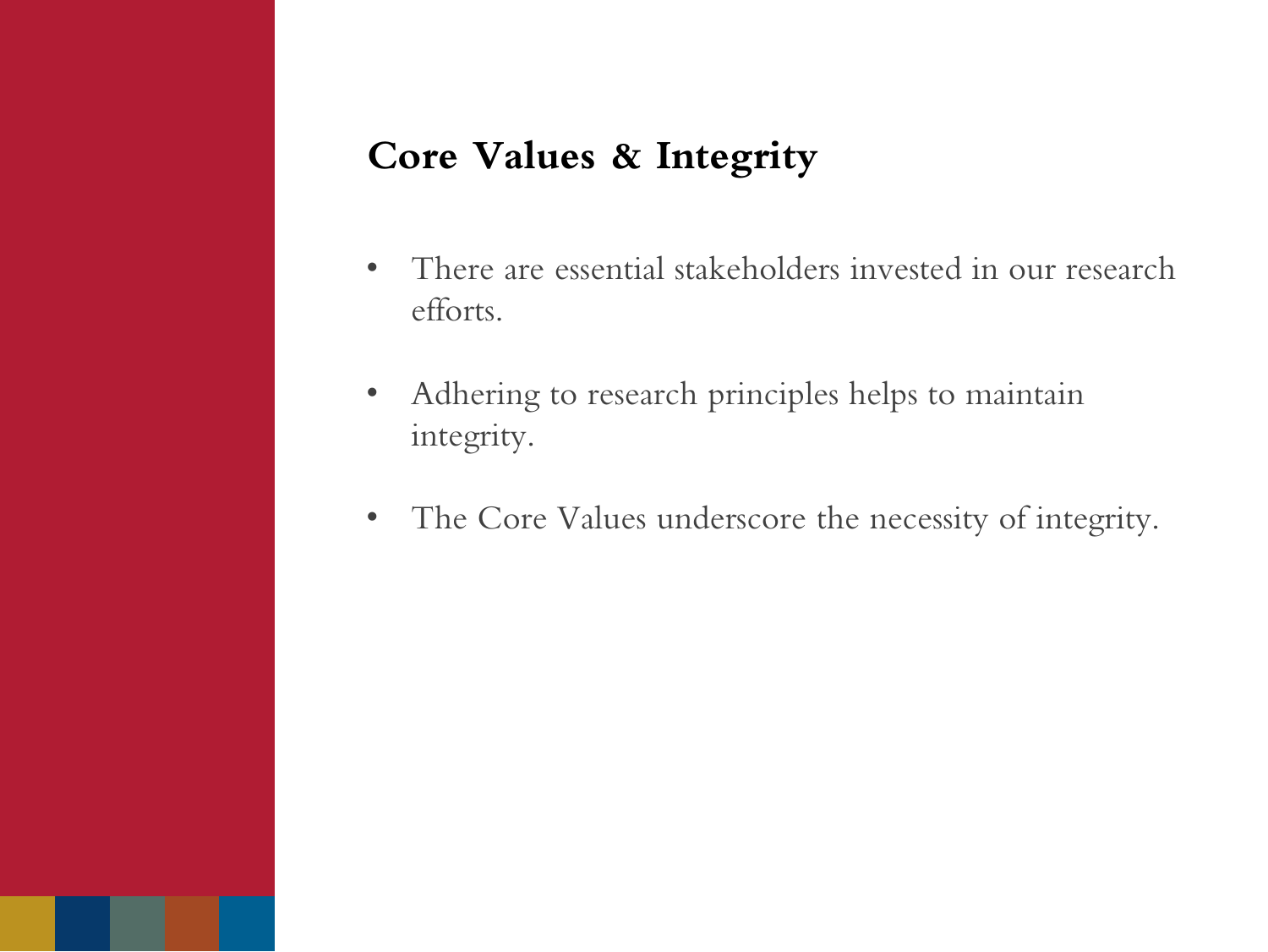## Core Values & Integrity

- There are essential stakeholders invested in our research efforts.
- Adhering to research principles helps to maintain integrity.
- The Core Values underscore the necessity of integrity.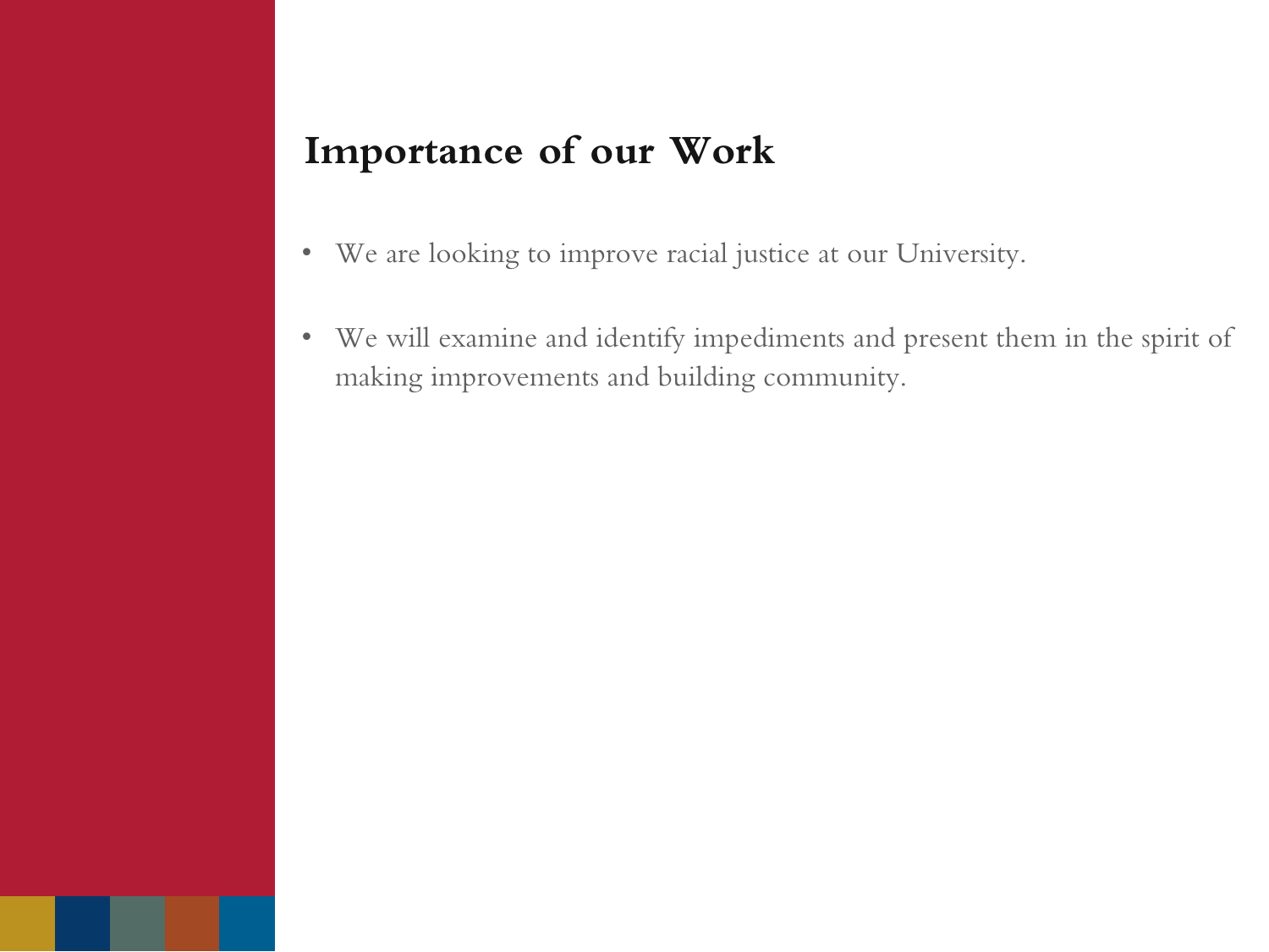# Importance of our Work

- We are looking to improve racial justice at our University.
- We will examine and identify impediments and present them in the spirit of making improvements and building community.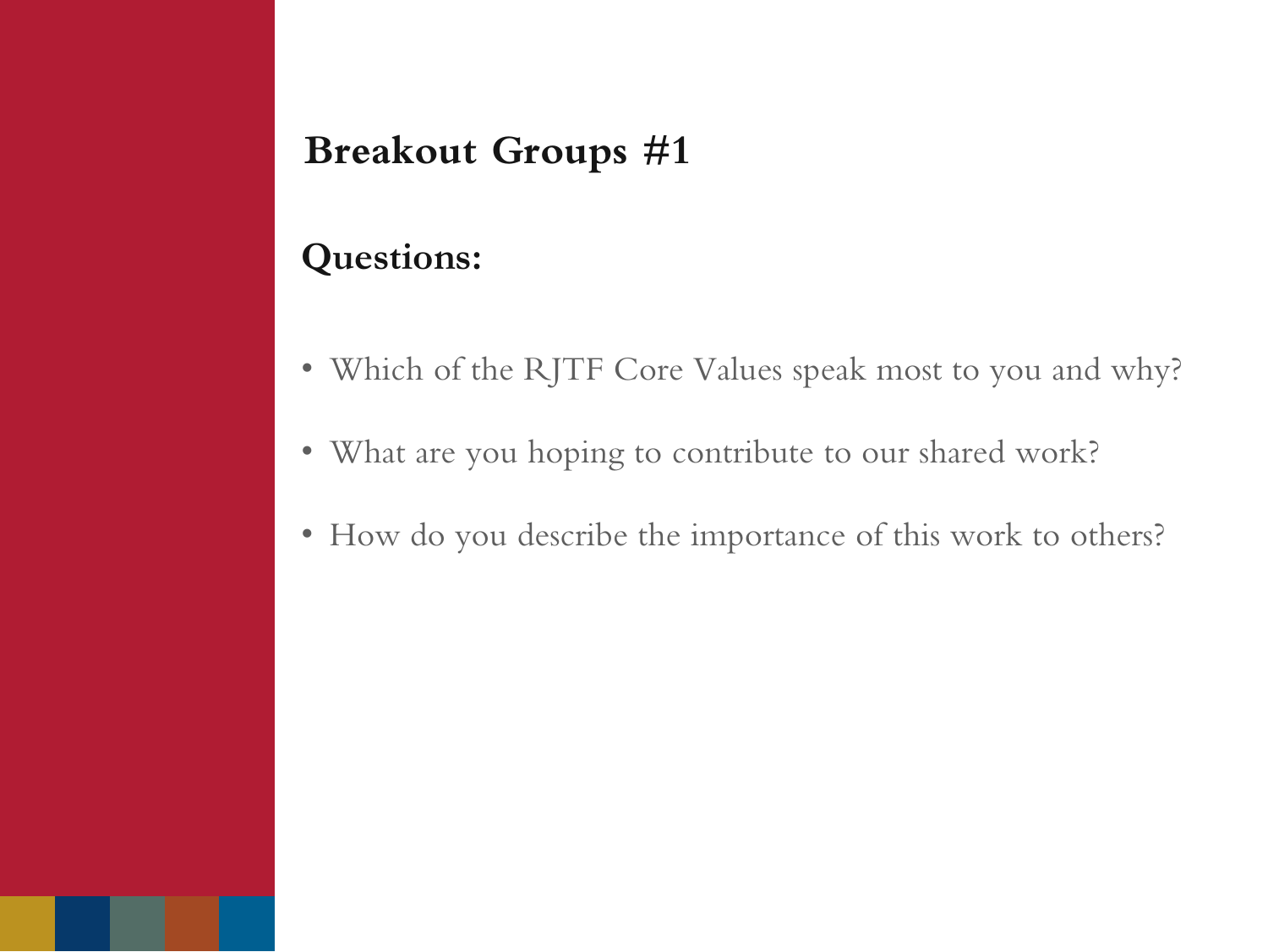## Breakout Groups #1

### Questions:

- Which of the RJTF Core Values speak most to you and why?
- What are you hoping to contribute to our shared work?
- How do you describe the importance of this work to others?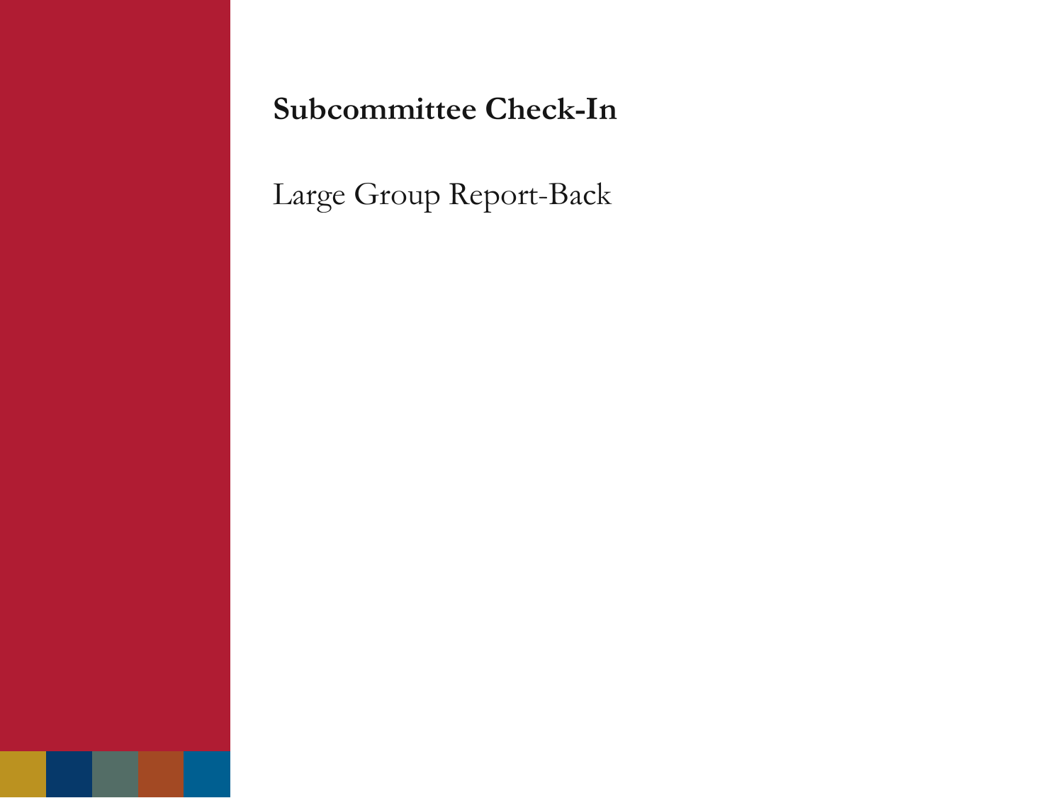**Subcommittee Check-In**

Large Group Report-Back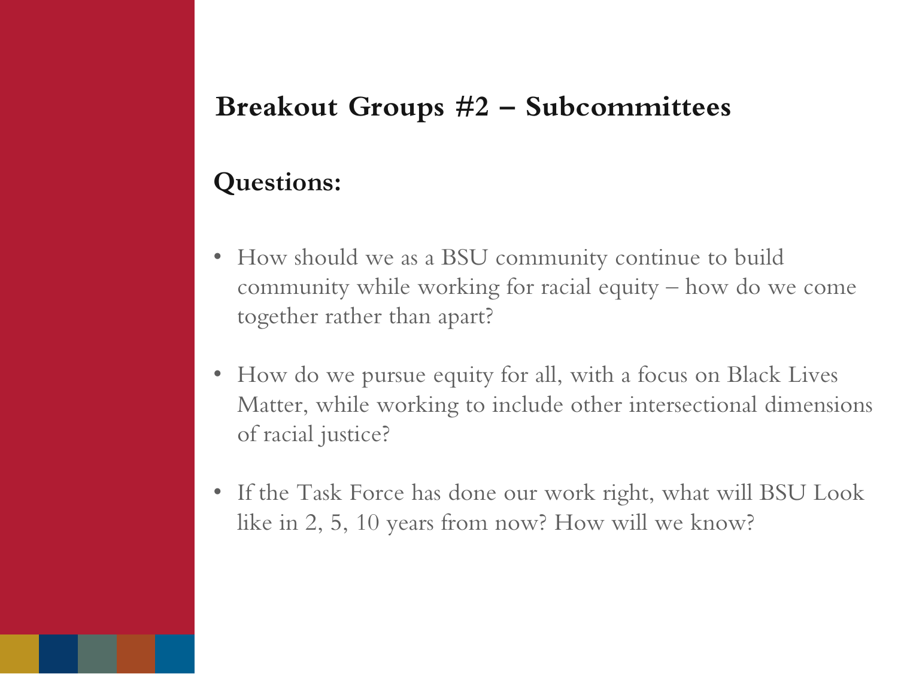## Breakout Groups #2 – Subcommittees

**Questions:**

- How should we as a BSU community continue to build community while working for racial equity – how do we come together rather than apart?
- How do we pursue equity for all, with a focus on Black Lives Matter, while working to include other intersectional dimensions of racial justice?
- If the Task Force has done our work right, what will BSU Look like in 2, 5, 10 years from now? How will we know?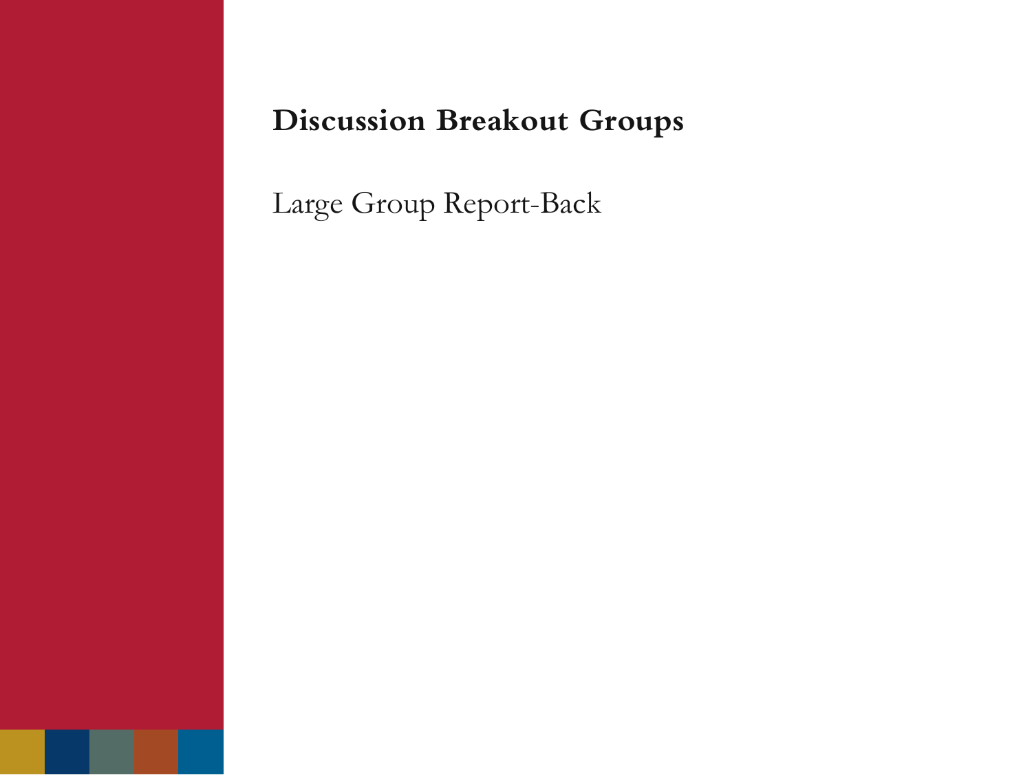# Discussion Breakout Groups

Large Group Report-Back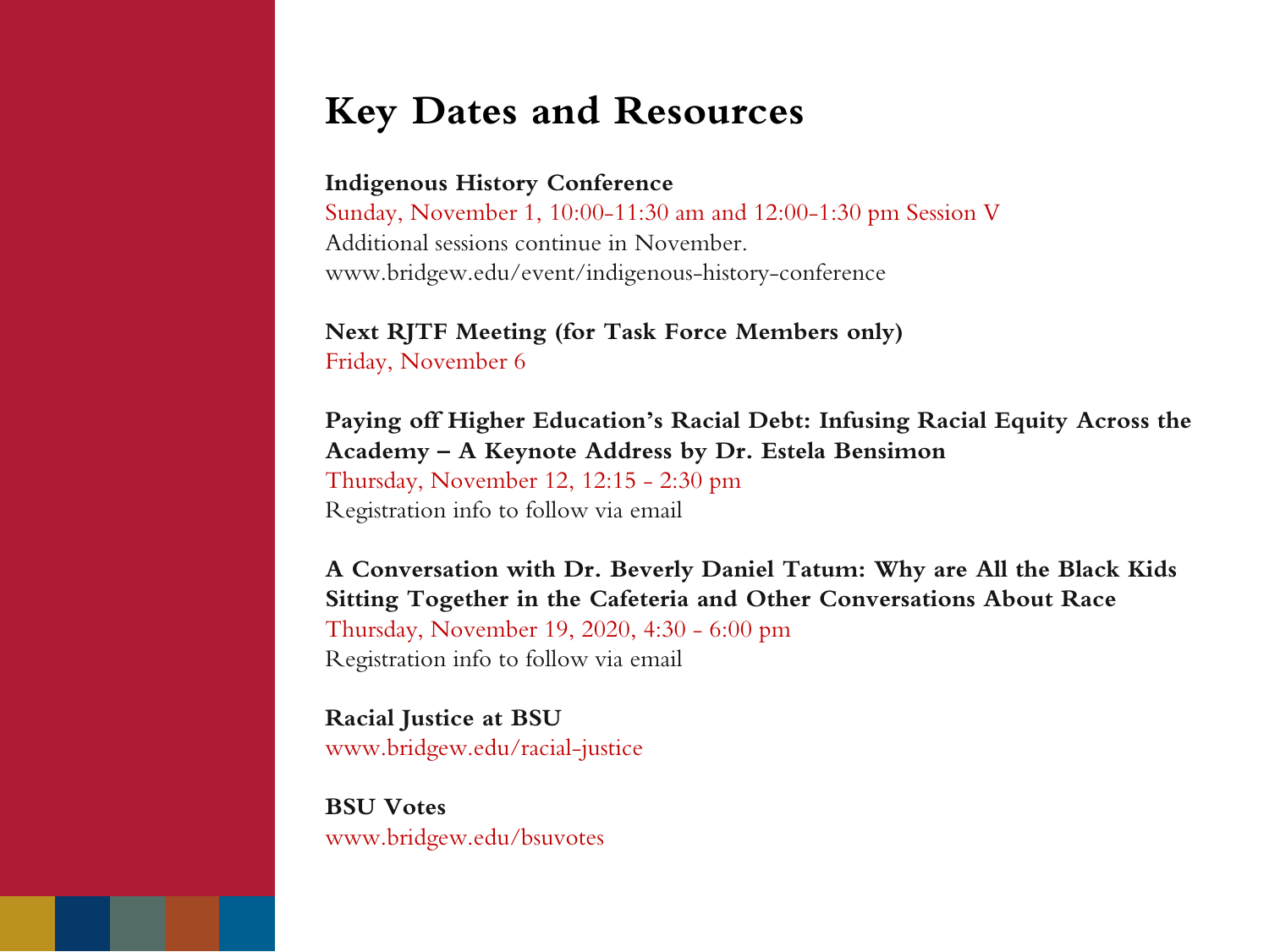# Key Dates and Resources

**Indigenous History Conference**
Sunday, November 1, 10:00-11:30 am and 12:00-1:30 pm Session V
Additional sessions continue in November.
www.bridgew.edu/event/indigenous-history-conference

**Next RJTF Meeting (for Task Force Members only)**
Friday, November 6

**Paying off Higher Education's Racial Debt: Infusing Racial Equity Across the Academy – A Keynote Address by Dr. Estela Bensimon**
Thursday, November 12, 12:15 - 2:30 pm
Registration info to follow via email

**A Conversation with Dr. Beverly Daniel Tatum: Why are All the Black Kids Sitting Together in the Cafeteria and Other Conversations About Race**
Thursday, November 19, 2020, 4:30 - 6:00 pm
Registration info to follow via email

**Racial Justice at BSU**
www.bridgew.edu/racial-justice

**BSU Votes**
www.bridgew.edu/bsuvotes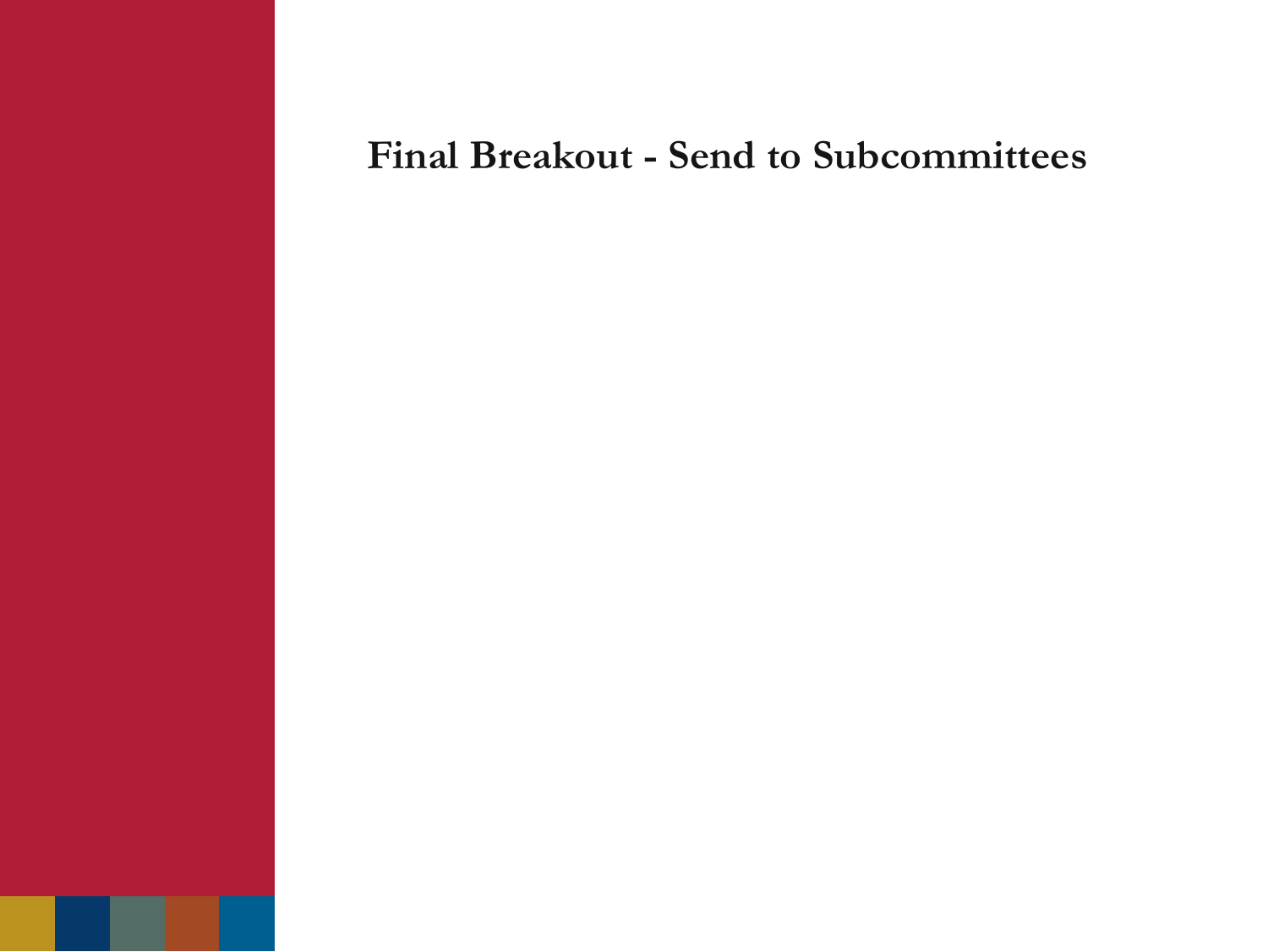# Final Breakout - Send to Subcommittees